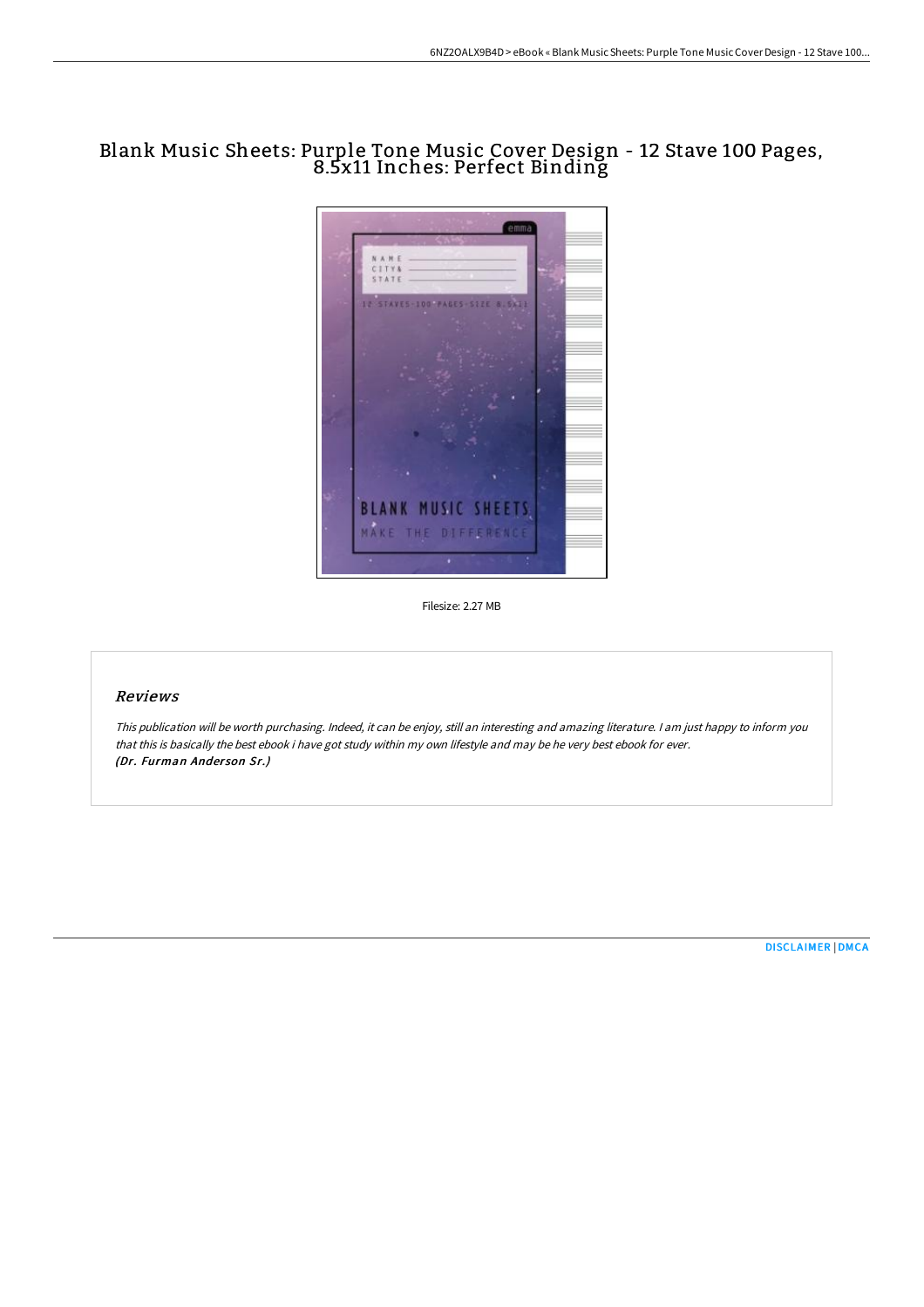# Blank Music Sheets: Purple Tone Music Cover Design - 12 Stave 100 Pages, 8.5x11 Inches: Perfect Binding

Filesize: 2.27 MB

## *Reviews*

*This publication will be worth purchasing. Indeed, it can be enjoy, still an interesting and amazing literature. I am just happy to inform you that this is basically the best ebook i have got study within my own lifestyle and may be he very best ebook for ever.*
***(Dr. Furman Anderson Sr.)***

DISCLAIMER | DMCA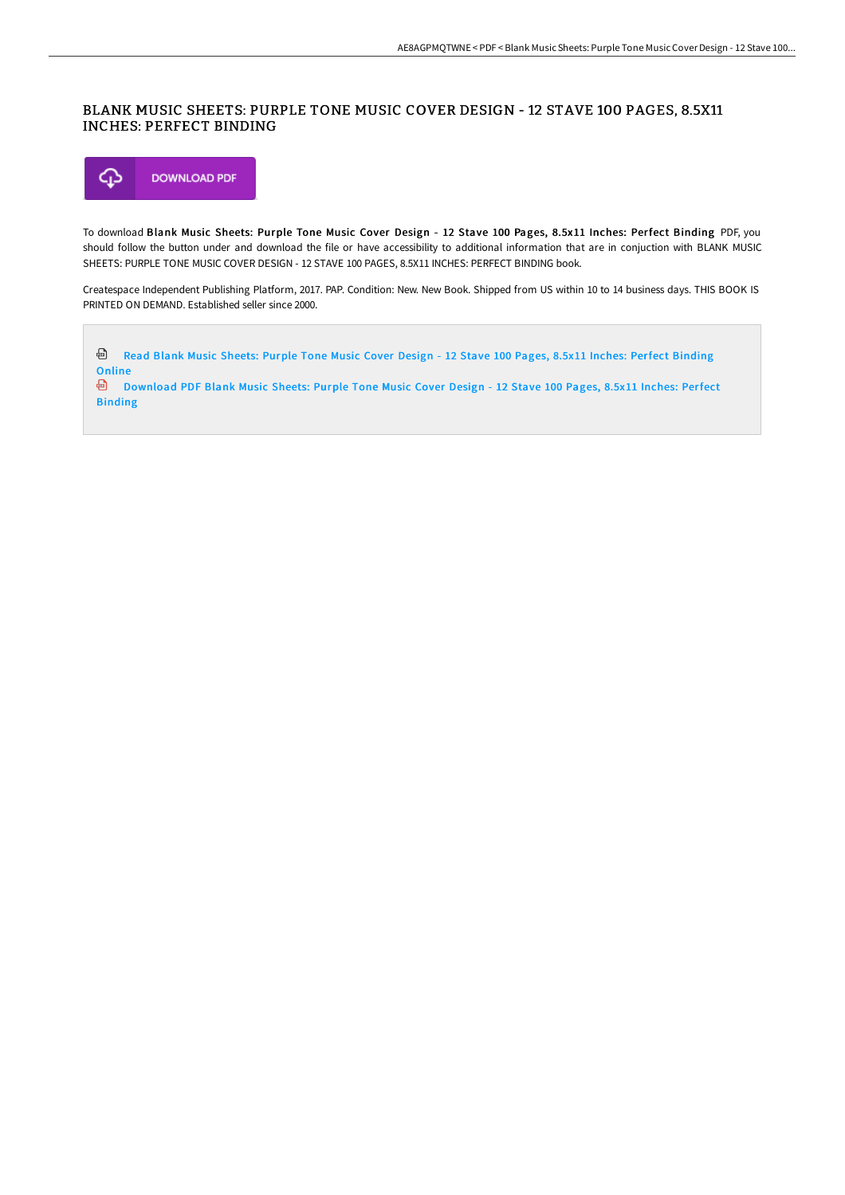# BLANK MUSIC SHEETS: PURPLE TONE MUSIC COVER DESIGN - 12 STAVE 100 PAGES, 8.5X11 INCHES: PERFECT BINDING

DOWNLOAD PDF

To download **Blank Music Sheets: Purple Tone Music Cover Design - 12 Stave 100 Pages, 8.5x11 Inches: Perfect Binding** PDF, you should follow the button under and download the file or have accessibility to additional information that are in conjuction with BLANK MUSIC SHEETS: PURPLE TONE MUSIC COVER DESIGN - 12 STAVE 100 PAGES, 8.5X11 INCHES: PERFECT BINDING book.

Createspace Independent Publishing Platform, 2017. PAP. Condition: New. New Book. Shipped from US within 10 to 14 business days. THIS BOOK IS PRINTED ON DEMAND. Established seller since 2000.

Read Blank Music Sheets: Purple Tone Music Cover Design - 12 Stave 100 Pages, 8.5x11 Inches: Perfect Binding Online

Download PDF Blank Music Sheets: Purple Tone Music Cover Design - 12 Stave 100 Pages, 8.5x11 Inches: Perfect Binding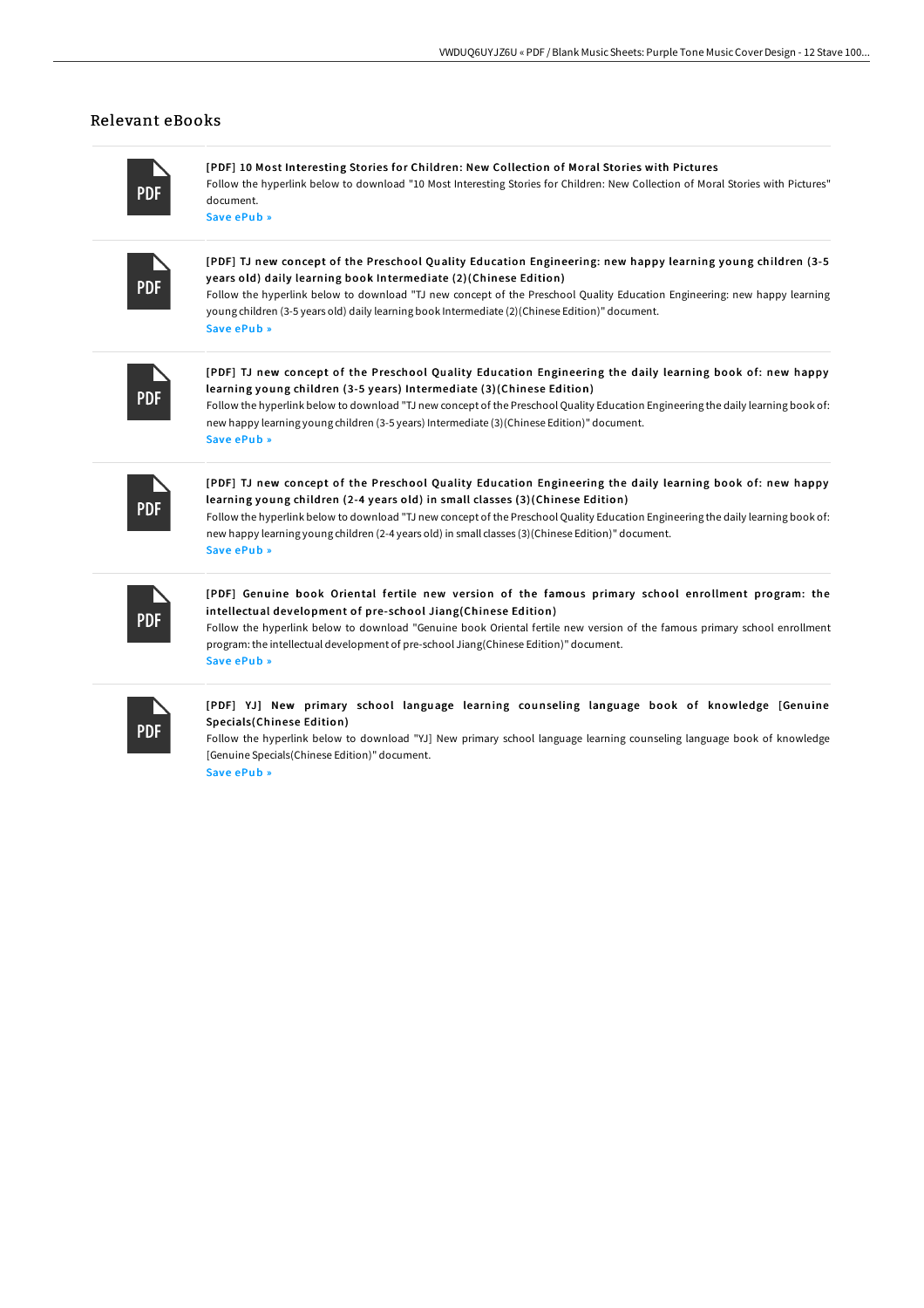## Relevant eBooks

[PDF] 10 Most Interesting Stories for Children: New Collection of Moral Stories with Pictures

Follow the hyperlink below to download "10 Most Interesting Stories for Children: New Collection of Moral Stories with Pictures" document.

Save ePub »

[PDF] TJ new concept of the Preschool Quality Education Engineering: new happy learning young children (3-5 years old) daily learning book Intermediate (2)(Chinese Edition)

Follow the hyperlink below to download "TJ new concept of the Preschool Quality Education Engineering: new happy learning young children (3-5 years old) daily learning book Intermediate (2)(Chinese Edition)" document.

Save ePub »

[PDF] TJ new concept of the Preschool Quality Education Engineering the daily learning book of: new happy learning young children (3-5 years) Intermediate (3)(Chinese Edition)

Follow the hyperlink below to download "TJ new concept of the Preschool Quality Education Engineering the daily learning book of: new happy learning young children (3-5 years) Intermediate (3)(Chinese Edition)" document.

Save ePub »

[PDF] TJ new concept of the Preschool Quality Education Engineering the daily learning book of: new happy learning young children (2-4 years old) in small classes (3)(Chinese Edition)

Follow the hyperlink below to download "TJ new concept of the Preschool Quality Education Engineering the daily learning book of: new happy learning young children (2-4 years old) in small classes (3)(Chinese Edition)" document.

Save ePub »

[PDF] Genuine book Oriental fertile new version of the famous primary school enrollment program: the intellectual development of pre-school Jiang(Chinese Edition)

Follow the hyperlink below to download "Genuine book Oriental fertile new version of the famous primary school enrollment program: the intellectual development of pre-school Jiang(Chinese Edition)" document.

Save ePub »

[PDF] YJ] New primary school language learning counseling language book of knowledge [Genuine Specials(Chinese Edition)

Follow the hyperlink below to download "YJ] New primary school language learning counseling language book of knowledge [Genuine Specials(Chinese Edition)" document.

Save ePub »